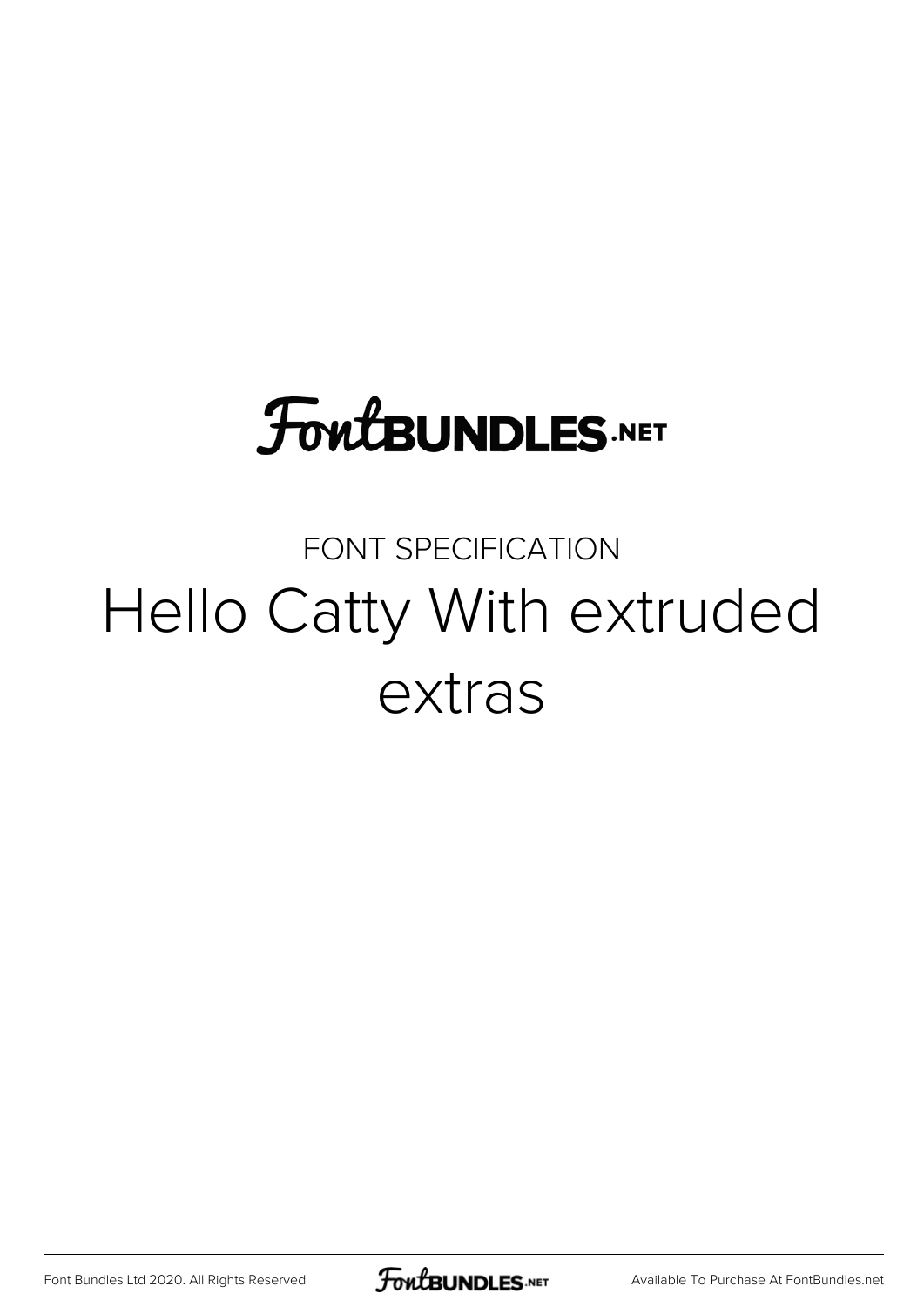FontBUNDLES.NET

FONT SPECIFICATION

# Hello Catty With extruded extras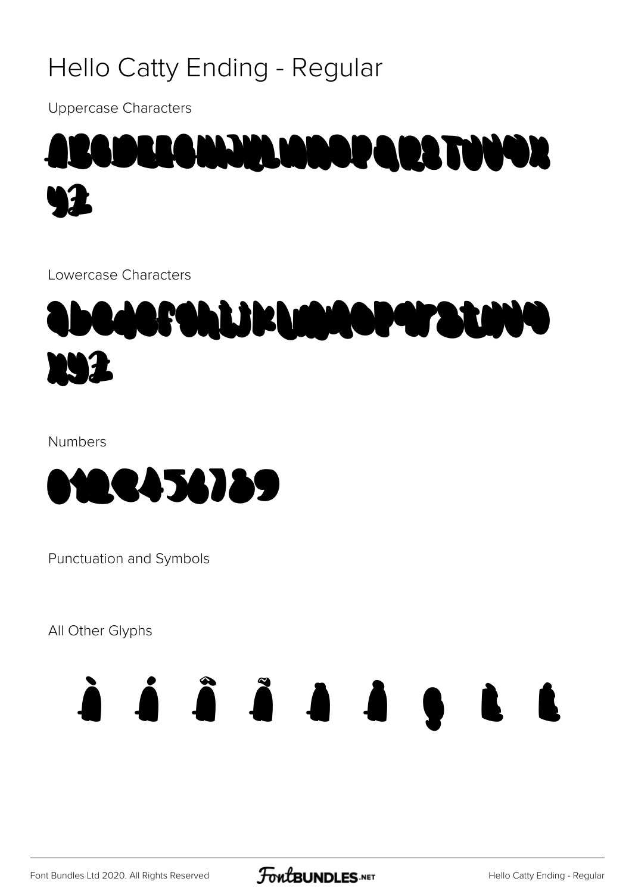# Hello Catty Ending - Regular

Uppercase Characters

ABCDEFGHIJKLMNOPQRSTUVWX YZ

Lowercase Characters

abcdefghijklmnopqrstuvw xyz

Numbers

0123456789

Punctuation and Symbols

All Other Glyphs

À Á Â Ã Ä Å Ç È É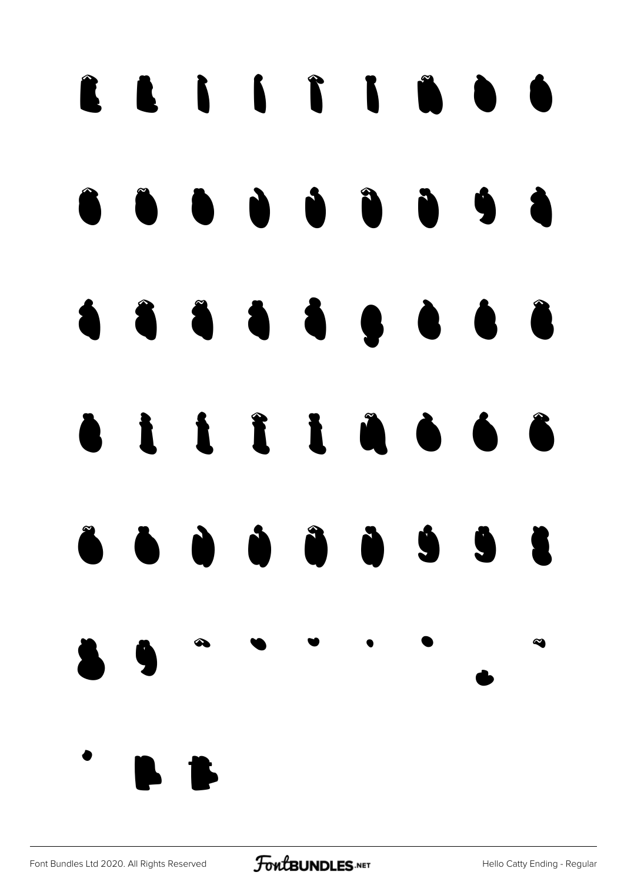Ë Ì Í Î Ï Ñ Ò Ó

Ô Õ Ö Ù Ú Û Ü Ý à

á â ã ä å ç è é ê

ë ì í î ï ñ ò ó ô

õ ö ù ú û ü ý ÿ ß

ẞ ğ ˆ ˋ ˘ ˙ ˚ ˛ ˜

' Ł Ŀ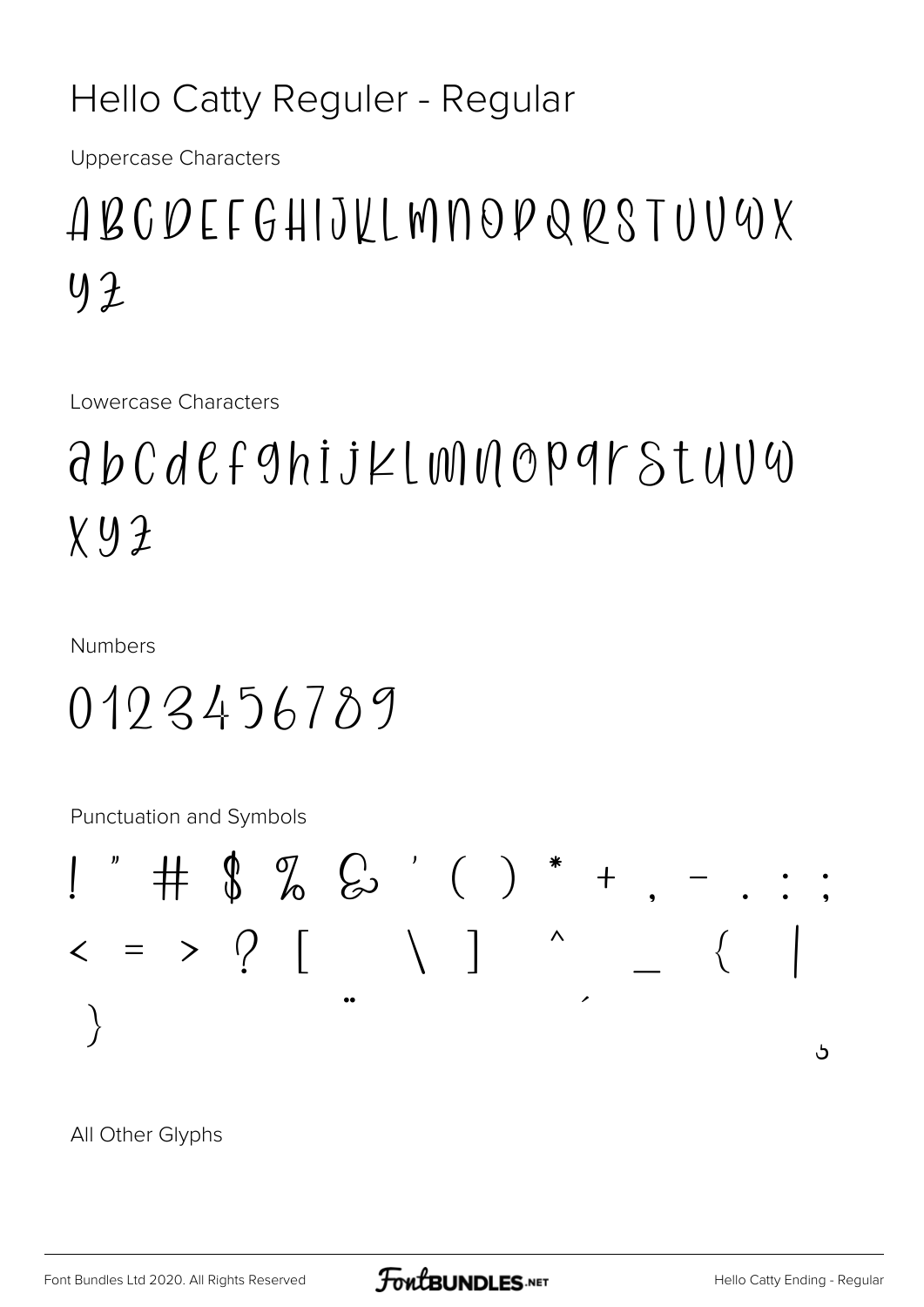# Hello Catty Reguler - Regular

Uppercase Characters

ABCDEFGHIJKLMNOPQRSTUVWX
YZ

Lowercase Characters

abcdefghijklmnopqrstuvw
xyz

Numbers

0123456789

Punctuation and Symbols

! " # $ % & ' ( ) * + , - . : ;
< = > ? [ \ ] ^ _ { |
} ¨ ´
¸

All Other Glyphs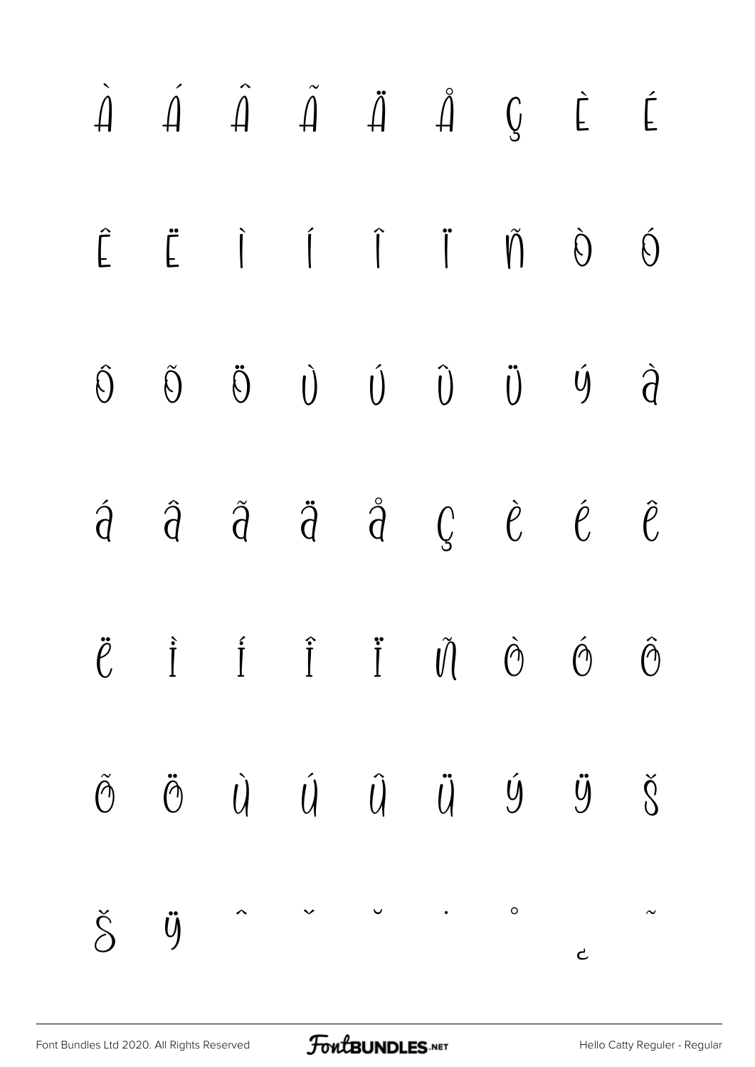À Á Â Ã Ä Å Ç È É

Ê Ë Ì Í Î Ï Ñ Ò Ó

Ô Õ Ö Ù Ú Û Ü Ý à

á â ã ä å ç è é ê

ë ì í î ï ñ ò ó ô

õ ö ù ú û ü ý ÿ Š

š Ÿ ˆ ˇ ˘ ˙ ˚ ˛ ˜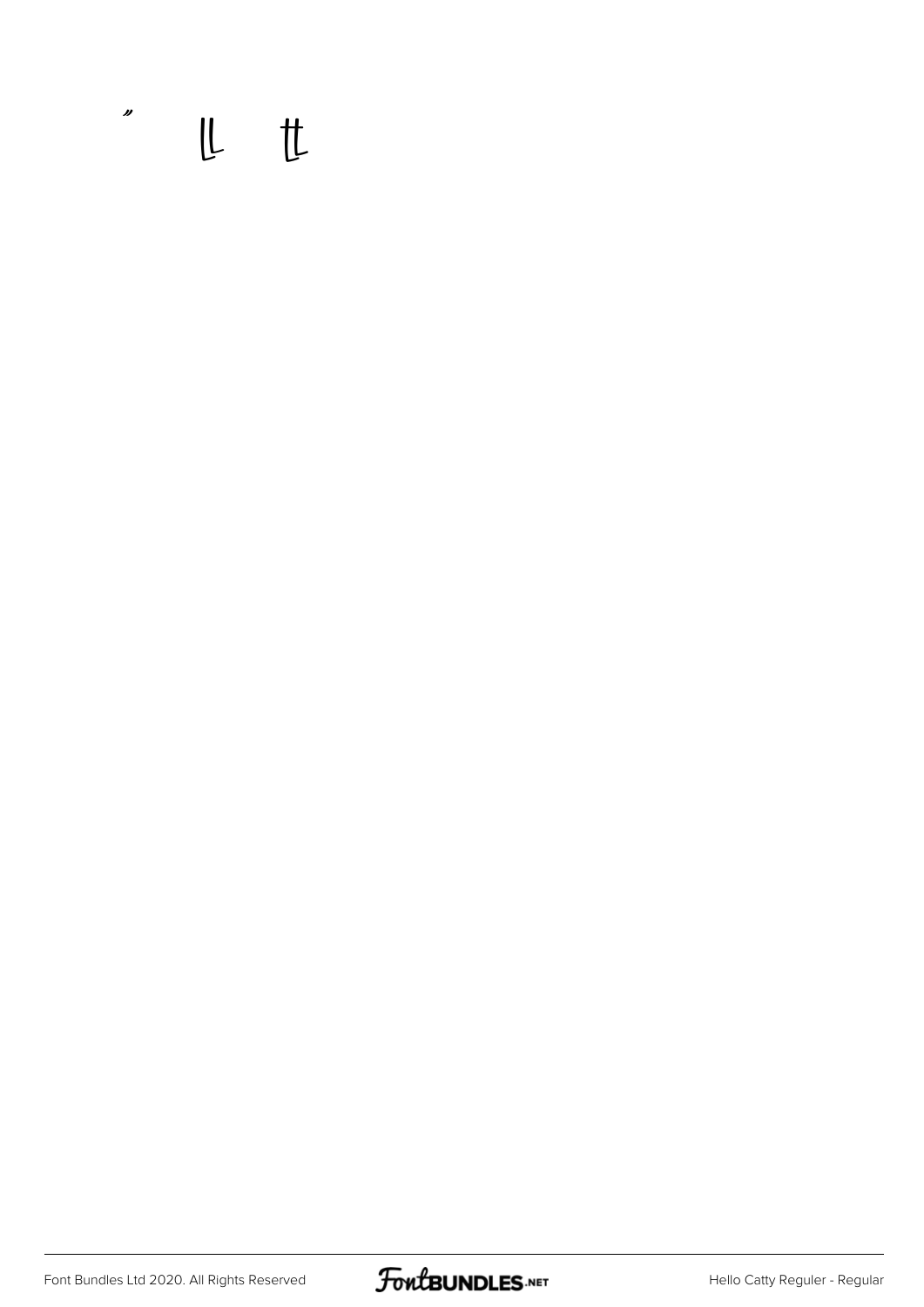„ ll tt